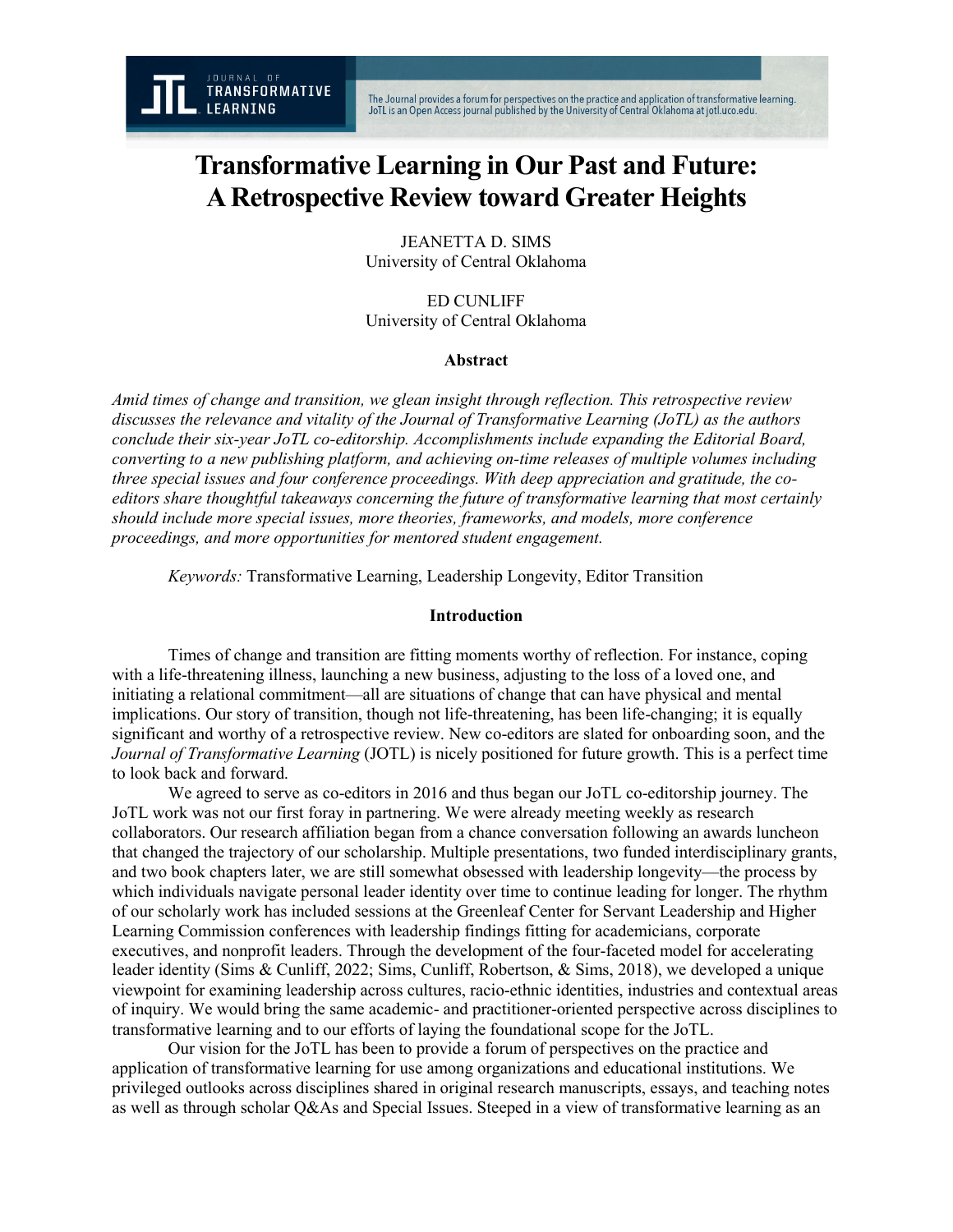# Transformative Learning in Our Past and Future: A Retrospective Review toward Greater Heights

JEANETTA D. SIMS
University of Central Oklahoma

ED CUNLIFF
University of Central Oklahoma

### Abstract

*Amid times of change and transition, we glean insight through reflection. This retrospective review discusses the relevance and vitality of the Journal of Transformative Learning (JoTL) as the authors conclude their six-year JoTL co-editorship. Accomplishments include expanding the Editorial Board, converting to a new publishing platform, and achieving on-time releases of multiple volumes including three special issues and four conference proceedings. With deep appreciation and gratitude, the co-editors share thoughtful takeaways concerning the future of transformative learning that most certainly should include more special issues, more theories, frameworks, and models, more conference proceedings, and more opportunities for mentored student engagement.*

*Keywords:* Transformative Learning, Leadership Longevity, Editor Transition

### Introduction

Times of change and transition are fitting moments worthy of reflection. For instance, coping with a life-threatening illness, launching a new business, adjusting to the loss of a loved one, and initiating a relational commitment—all are situations of change that can have physical and mental implications. Our story of transition, though not life-threatening, has been life-changing; it is equally significant and worthy of a retrospective review. New co-editors are slated for onboarding soon, and the *Journal of Transformative Learning* (JOTL) is nicely positioned for future growth. This is a perfect time to look back and forward.

We agreed to serve as co-editors in 2016 and thus began our JoTL co-editorship journey. The JoTL work was not our first foray in partnering. We were already meeting weekly as research collaborators. Our research affiliation began from a chance conversation following an awards luncheon that changed the trajectory of our scholarship. Multiple presentations, two funded interdisciplinary grants, and two book chapters later, we are still somewhat obsessed with leadership longevity—the process by which individuals navigate personal leader identity over time to continue leading for longer. The rhythm of our scholarly work has included sessions at the Greenleaf Center for Servant Leadership and Higher Learning Commission conferences with leadership findings fitting for academicians, corporate executives, and nonprofit leaders. Through the development of the four-faceted model for accelerating leader identity (Sims & Cunliff, 2022; Sims, Cunliff, Robertson, & Sims, 2018), we developed a unique viewpoint for examining leadership across cultures, racio-ethnic identities, industries and contextual areas of inquiry. We would bring the same academic- and practitioner-oriented perspective across disciplines to transformative learning and to our efforts of laying the foundational scope for the JoTL.

Our vision for the JoTL has been to provide a forum of perspectives on the practice and application of transformative learning for use among organizations and educational institutions. We privileged outlooks across disciplines shared in original research manuscripts, essays, and teaching notes as well as through scholar Q&As and Special Issues. Steeped in a view of transformative learning as an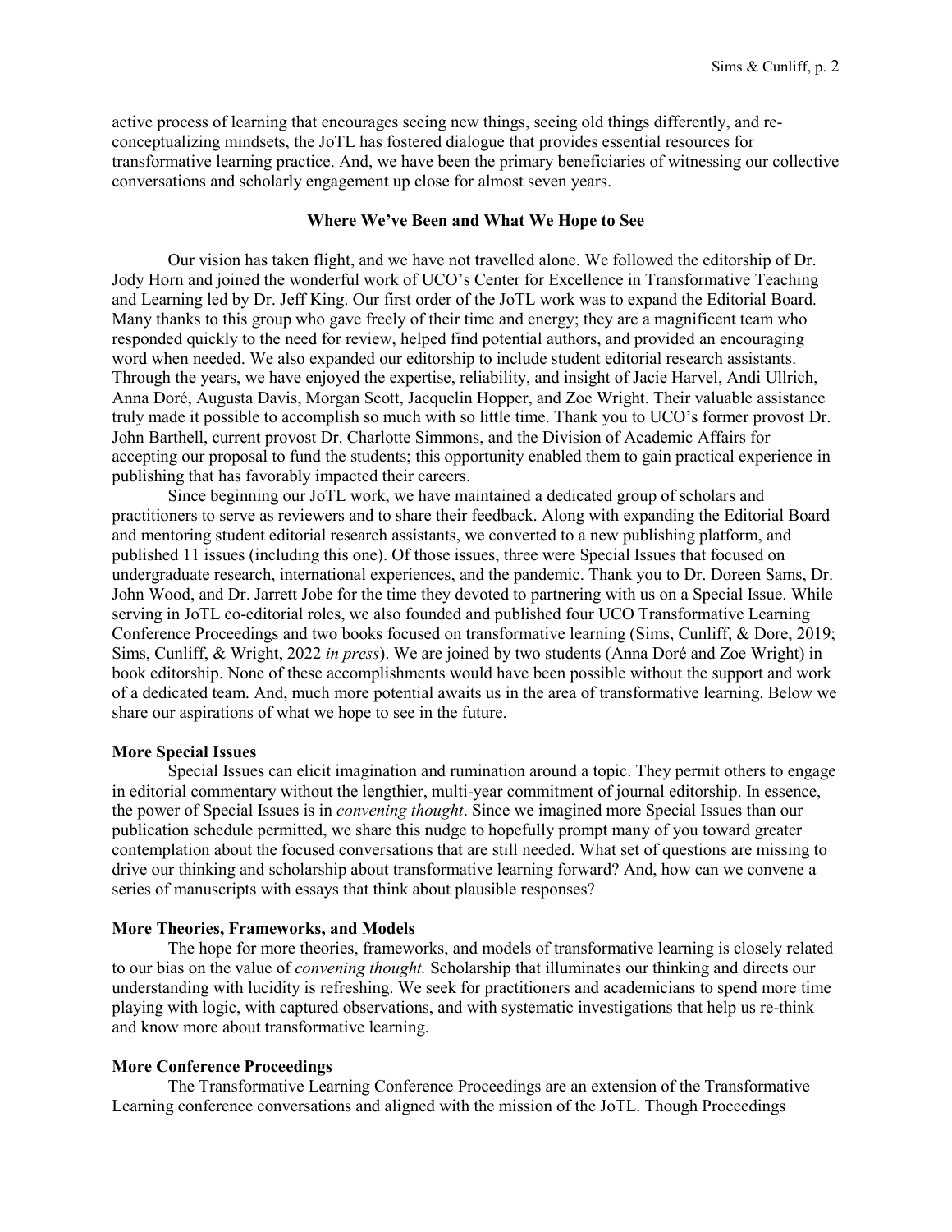active process of learning that encourages seeing new things, seeing old things differently, and re-conceptualizing mindsets, the JoTL has fostered dialogue that provides essential resources for transformative learning practice. And, we have been the primary beneficiaries of witnessing our collective conversations and scholarly engagement up close for almost seven years.

## Where We've Been and What We Hope to See

Our vision has taken flight, and we have not travelled alone. We followed the editorship of Dr. Jody Horn and joined the wonderful work of UCO's Center for Excellence in Transformative Teaching and Learning led by Dr. Jeff King. Our first order of the JoTL work was to expand the Editorial Board. Many thanks to this group who gave freely of their time and energy; they are a magnificent team who responded quickly to the need for review, helped find potential authors, and provided an encouraging word when needed. We also expanded our editorship to include student editorial research assistants. Through the years, we have enjoyed the expertise, reliability, and insight of Jacie Harvel, Andi Ullrich, Anna Doré, Augusta Davis, Morgan Scott, Jacquelin Hopper, and Zoe Wright. Their valuable assistance truly made it possible to accomplish so much with so little time. Thank you to UCO's former provost Dr. John Barthell, current provost Dr. Charlotte Simmons, and the Division of Academic Affairs for accepting our proposal to fund the students; this opportunity enabled them to gain practical experience in publishing that has favorably impacted their careers.

Since beginning our JoTL work, we have maintained a dedicated group of scholars and practitioners to serve as reviewers and to share their feedback. Along with expanding the Editorial Board and mentoring student editorial research assistants, we converted to a new publishing platform, and published 11 issues (including this one). Of those issues, three were Special Issues that focused on undergraduate research, international experiences, and the pandemic. Thank you to Dr. Doreen Sams, Dr. John Wood, and Dr. Jarrett Jobe for the time they devoted to partnering with us on a Special Issue. While serving in JoTL co-editorial roles, we also founded and published four UCO Transformative Learning Conference Proceedings and two books focused on transformative learning (Sims, Cunliff, & Dore, 2019; Sims, Cunliff, & Wright, 2022 *in press*). We are joined by two students (Anna Doré and Zoe Wright) in book editorship. None of these accomplishments would have been possible without the support and work of a dedicated team. And, much more potential awaits us in the area of transformative learning. Below we share our aspirations of what we hope to see in the future.

### More Special Issues

Special Issues can elicit imagination and rumination around a topic. They permit others to engage in editorial commentary without the lengthier, multi-year commitment of journal editorship. In essence, the power of Special Issues is in *convening thought*. Since we imagined more Special Issues than our publication schedule permitted, we share this nudge to hopefully prompt many of you toward greater contemplation about the focused conversations that are still needed. What set of questions are missing to drive our thinking and scholarship about transformative learning forward? And, how can we convene a series of manuscripts with essays that think about plausible responses?

### More Theories, Frameworks, and Models

The hope for more theories, frameworks, and models of transformative learning is closely related to our bias on the value of *convening thought.* Scholarship that illuminates our thinking and directs our understanding with lucidity is refreshing. We seek for practitioners and academicians to spend more time playing with logic, with captured observations, and with systematic investigations that help us re-think and know more about transformative learning.

### More Conference Proceedings

The Transformative Learning Conference Proceedings are an extension of the Transformative Learning conference conversations and aligned with the mission of the JoTL. Though Proceedings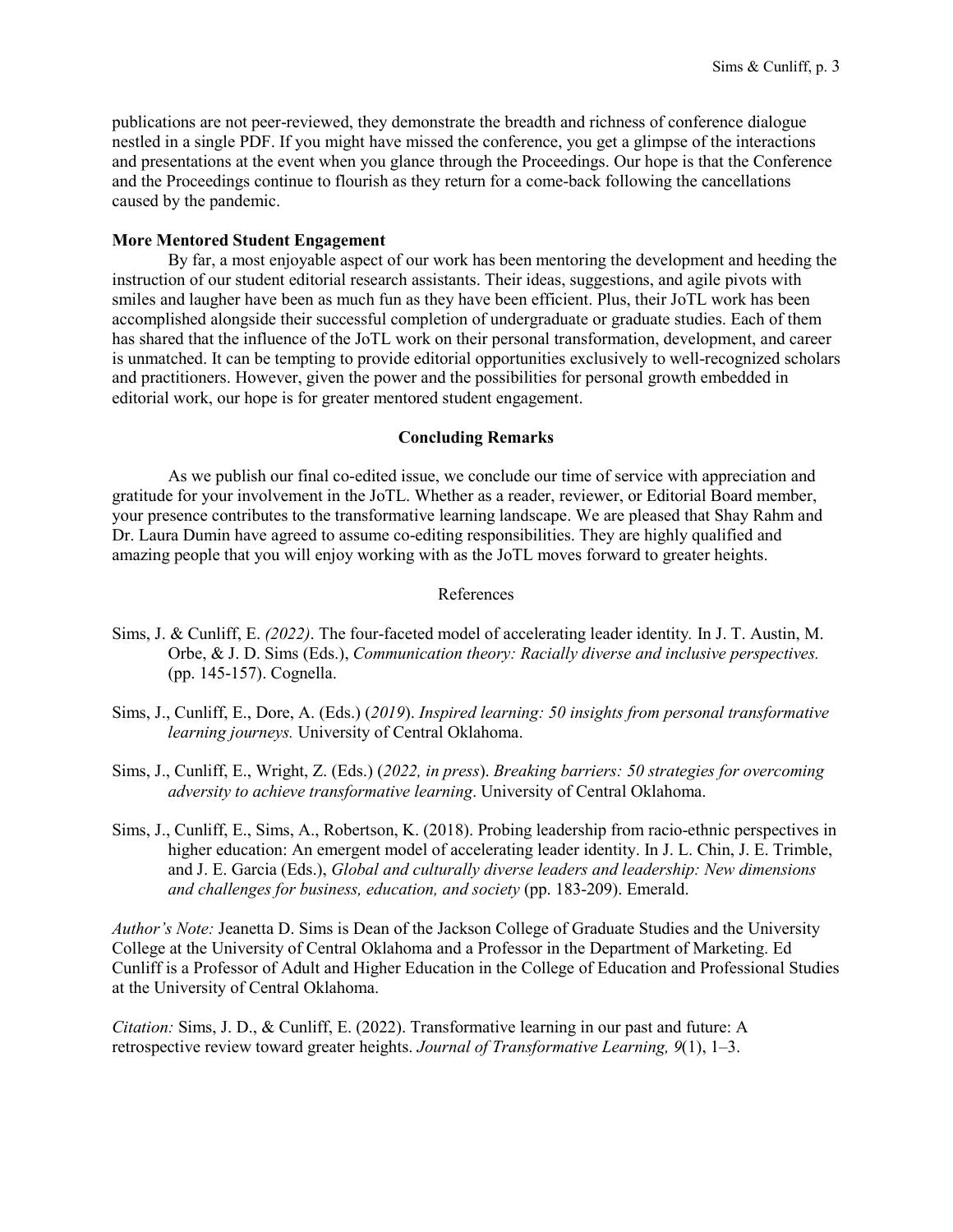publications are not peer-reviewed, they demonstrate the breadth and richness of conference dialogue nestled in a single PDF. If you might have missed the conference, you get a glimpse of the interactions and presentations at the event when you glance through the Proceedings. Our hope is that the Conference and the Proceedings continue to flourish as they return for a come-back following the cancellations caused by the pandemic.

**More Mentored Student Engagement**

By far, a most enjoyable aspect of our work has been mentoring the development and heeding the instruction of our student editorial research assistants. Their ideas, suggestions, and agile pivots with smiles and laughter have been as much fun as they have been efficient. Plus, their JoTL work has been accomplished alongside their successful completion of undergraduate or graduate studies. Each of them has shared that the influence of the JoTL work on their personal transformation, development, and career is unmatched. It can be tempting to provide editorial opportunities exclusively to well-recognized scholars and practitioners. However, given the power and the possibilities for personal growth embedded in editorial work, our hope is for greater mentored student engagement.

## Concluding Remarks

As we publish our final co-edited issue, we conclude our time of service with appreciation and gratitude for your involvement in the JoTL. Whether as a reader, reviewer, or Editorial Board member, your presence contributes to the transformative learning landscape. We are pleased that Shay Rahm and Dr. Laura Dumin have agreed to assume co-editing responsibilities. They are highly qualified and amazing people that you will enjoy working with as the JoTL moves forward to greater heights.

## References

Sims, J. & Cunliff, E. *(2022)*. The four-faceted model of accelerating leader identity. In J. T. Austin, M. Orbe, & J. D. Sims (Eds.), *Communication theory: Racially diverse and inclusive perspectives.* (pp. 145-157). Cognella.

Sims, J., Cunliff, E., Dore, A. (Eds.) (*2019*). *Inspired learning: 50 insights from personal transformative learning journeys.* University of Central Oklahoma.

Sims, J., Cunliff, E., Wright, Z. (Eds.) (*2022, in press*). *Breaking barriers: 50 strategies for overcoming adversity to achieve transformative learning*. University of Central Oklahoma.

Sims, J., Cunliff, E., Sims, A., Robertson, K. (2018). Probing leadership from racio-ethnic perspectives in higher education: An emergent model of accelerating leader identity. In J. L. Chin, J. E. Trimble, and J. E. Garcia (Eds.), *Global and culturally diverse leaders and leadership: New dimensions and challenges for business, education, and society* (pp. 183-209). Emerald.

*Author's Note:* Jeanetta D. Sims is Dean of the Jackson College of Graduate Studies and the University College at the University of Central Oklahoma and a Professor in the Department of Marketing. Ed Cunliff is a Professor of Adult and Higher Education in the College of Education and Professional Studies at the University of Central Oklahoma.

*Citation:* Sims, J. D., & Cunliff, E. (2022). Transformative learning in our past and future: A retrospective review toward greater heights. *Journal of Transformative Learning, 9*(1), 1–3.